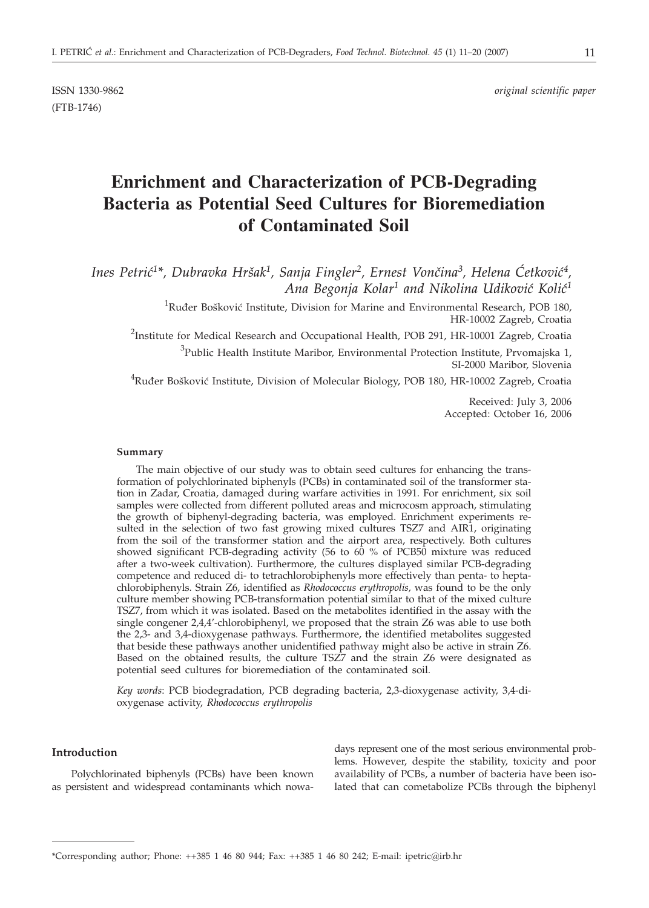ISSN 1330-9862 *original scientific paper*
(FTB-1746)

# Enrichment and Characterization of PCB-Degrading Bacteria as Potential Seed Cultures for Bioremediation of Contaminated Soil

*Ines Petrić[1]\*, Dubravka Hršak[1], Sanja Fingler[2], Ernest Vončina[3], Helena Ćetković[4], Ana Begonja Kolar[1] and Nikolina Udiković Kolić[1]*

[1]Ruđer Bošković Institute, Division for Marine and Environmental Research, POB 180, HR-10002 Zagreb, Croatia

[2]Institute for Medical Research and Occupational Health, POB 291, HR-10001 Zagreb, Croatia

[3]Public Health Institute Maribor, Environmental Protection Institute, Prvomajska 1, SI-2000 Maribor, Slovenia

[4]Ruđer Bošković Institute, Division of Molecular Biology, POB 180, HR-10002 Zagreb, Croatia

Received: July 3, 2006
Accepted: October 16, 2006

#### Summary

The main objective of our study was to obtain seed cultures for enhancing the transformation of polychlorinated biphenyls (PCBs) in contaminated soil of the transformer station in Zadar, Croatia, damaged during warfare activities in 1991. For enrichment, six soil samples were collected from different polluted areas and microcosm approach, stimulating the growth of biphenyl-degrading bacteria, was employed. Enrichment experiments resulted in the selection of two fast growing mixed cultures TSZ7 and AIR1, originating from the soil of the transformer station and the airport area, respectively. Both cultures showed significant PCB-degrading activity (56 to 60 % of PCB50 mixture was reduced after a two-week cultivation). Furthermore, the cultures displayed similar PCB-degrading competence and reduced di- to tetrachlorobiphenyls more effectively than penta- to heptachlorobiphenyls. Strain Z6, identified as *Rhodococcus erythropolis,* was found to be the only culture member showing PCB-transformation potential similar to that of the mixed culture TSZ7, from which it was isolated. Based on the metabolites identified in the assay with the single congener 2,4,4'-chlorobiphenyl, we proposed that the strain Z6 was able to use both the 2,3- and 3,4-dioxygenase pathways. Furthermore, the identified metabolites suggested that beside these pathways another unidentified pathway might also be active in strain Z6. Based on the obtained results, the culture TSZ7 and the strain Z6 were designated as potential seed cultures for bioremediation of the contaminated soil.

*Key words*: PCB biodegradation, PCB degrading bacteria, 2,3-dioxygenase activity, 3,4-dioxygenase activity, *Rhodococcus erythropolis*

#### Introduction

Polychlorinated biphenyls (PCBs) have been known as persistent and widespread contaminants which nowadays represent one of the most serious environmental problems. However, despite the stability, toxicity and poor availability of PCBs, a number of bacteria have been isolated that can cometabolize PCBs through the biphenyl

---

\*Corresponding author; Phone: ++385 1 46 80 944; Fax: ++385 1 46 80 242; E-mail: ipetric@irb.hr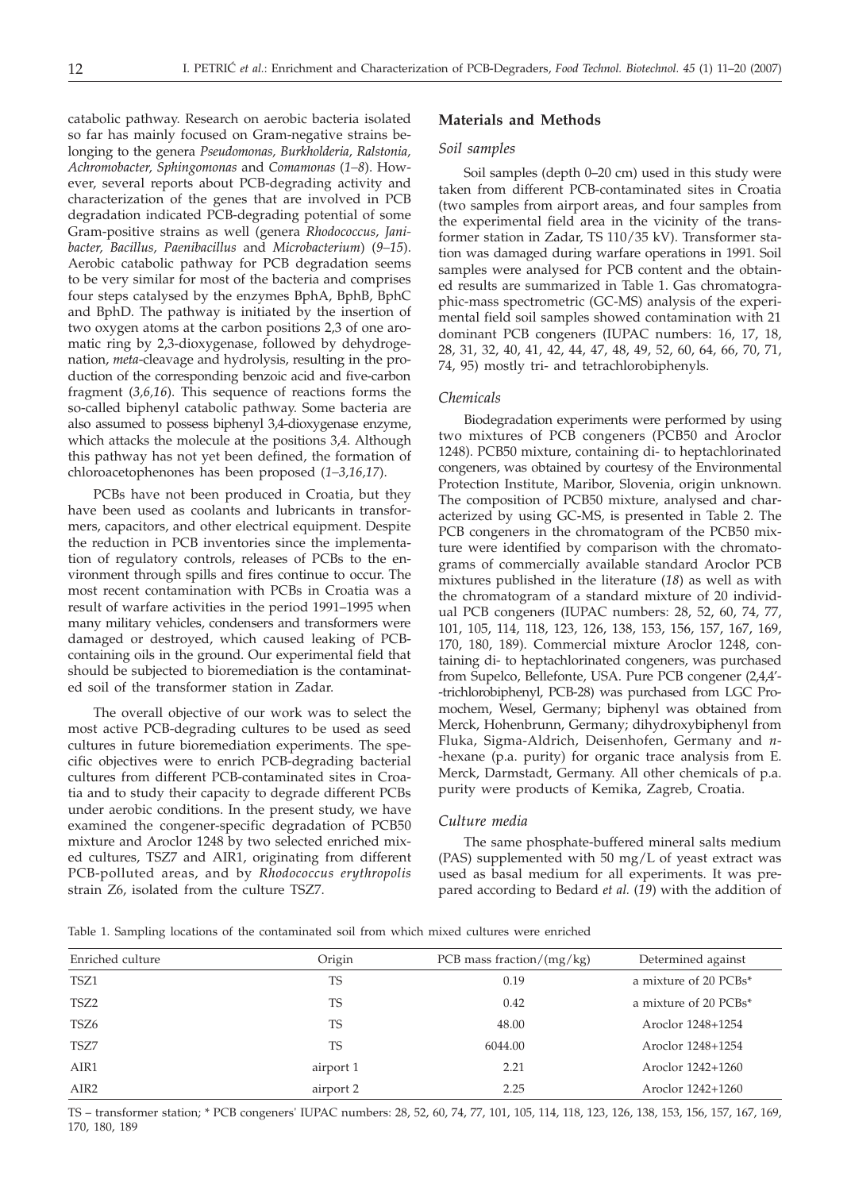catabolic pathway. Research on aerobic bacteria isolated so far has mainly focused on Gram-negative strains belonging to the genera *Pseudomonas, Burkholderia, Ralstonia, Achromobacter, Sphingomonas* and *Comamonas* (*1–8*). However, several reports about PCB-degrading activity and characterization of the genes that are involved in PCB degradation indicated PCB-degrading potential of some Gram-positive strains as well (genera *Rhodococcus, Janibacter, Bacillus, Paenibacillus* and *Microbacterium*) (*9–15*). Aerobic catabolic pathway for PCB degradation seems to be very similar for most of the bacteria and comprises four steps catalysed by the enzymes BphA, BphB, BphC and BphD. The pathway is initiated by the insertion of two oxygen atoms at the carbon positions 2,3 of one aromatic ring by 2,3-dioxygenase, followed by dehydrogenation, *meta*-cleavage and hydrolysis, resulting in the production of the corresponding benzoic acid and five-carbon fragment (*3,6,16*). This sequence of reactions forms the so-called biphenyl catabolic pathway. Some bacteria are also assumed to possess biphenyl 3,4-dioxygenase enzyme, which attacks the molecule at the positions 3,4. Although this pathway has not yet been defined, the formation of chloroacetophenones has been proposed (*1–3,16,17*).

PCBs have not been produced in Croatia, but they have been used as coolants and lubricants in transformers, capacitors, and other electrical equipment. Despite the reduction in PCB inventories since the implementation of regulatory controls, releases of PCBs to the environment through spills and fires continue to occur. The most recent contamination with PCBs in Croatia was a result of warfare activities in the period 1991–1995 when many military vehicles, condensers and transformers were damaged or destroyed, which caused leaking of PCB-containing oils in the ground. Our experimental field that should be subjected to bioremediation is the contaminated soil of the transformer station in Zadar.

The overall objective of our work was to select the most active PCB-degrading cultures to be used as seed cultures in future bioremediation experiments. The specific objectives were to enrich PCB-degrading bacterial cultures from different PCB-contaminated sites in Croatia and to study their capacity to degrade different PCBs under aerobic conditions. In the present study, we have examined the congener-specific degradation of PCB50 mixture and Aroclor 1248 by two selected enriched mixed cultures, TSZ7 and AIR1, originating from different PCB-polluted areas, and by *Rhodococcus erythropolis* strain Z6, isolated from the culture TSZ7.

## Materials and Methods

### Soil samples

Soil samples (depth 0–20 cm) used in this study were taken from different PCB-contaminated sites in Croatia (two samples from airport areas, and four samples from the experimental field area in the vicinity of the transformer station in Zadar, TS 110/35 kV). Transformer station was damaged during warfare operations in 1991. Soil samples were analysed for PCB content and the obtained results are summarized in Table 1. Gas chromatographic-mass spectrometric (GC-MS) analysis of the experimental field soil samples showed contamination with 21 dominant PCB congeners (IUPAC numbers: 16, 17, 18, 28, 31, 32, 40, 41, 42, 44, 47, 48, 49, 52, 60, 64, 66, 70, 71, 74, 95) mostly tri- and tetrachlorobiphenyls.

### Chemicals

Biodegradation experiments were performed by using two mixtures of PCB congeners (PCB50 and Aroclor 1248). PCB50 mixture, containing di- to heptachlorinated congeners, was obtained by courtesy of the Environmental Protection Institute, Maribor, Slovenia, origin unknown. The composition of PCB50 mixture, analysed and characterized by using GC-MS, is presented in Table 2. The PCB congeners in the chromatogram of the PCB50 mixture were identified by comparison with the chromatograms of commercially available standard Aroclor PCB mixtures published in the literature (*18*) as well as with the chromatogram of a standard mixture of 20 individual PCB congeners (IUPAC numbers: 28, 52, 60, 74, 77, 101, 105, 114, 118, 123, 126, 138, 153, 156, 157, 167, 169, 170, 180, 189). Commercial mixture Aroclor 1248, containing di- to heptachlorinated congeners, was purchased from Supelco, Bellefonte, USA. Pure PCB congener (2,4,4'-trichlorobiphenyl, PCB-28) was purchased from LGC Promochem, Wesel, Germany; biphenyl was obtained from Merck, Hohenbrunn, Germany; dihydroxybiphenyl from Fluka, Sigma-Aldrich, Deisenhofen, Germany and *n*-hexane (p.a. purity) for organic trace analysis from E. Merck, Darmstadt, Germany. All other chemicals of p.a. purity were products of Kemika, Zagreb, Croatia.

### Culture media

The same phosphate-buffered mineral salts medium (PAS) supplemented with 50 mg/L of yeast extract was used as basal medium for all experiments. It was prepared according to Bedard *et al.* (*19*) with the addition of

Table 1. Sampling locations of the contaminated soil from which mixed cultures were enriched

| Enriched culture | Origin | PCB mass fraction/(mg/kg) | Determined against |
|---|---|---|---|
| TSZ1 | TS | 0.19 | a mixture of 20 PCBs* |
| TSZ2 | TS | 0.42 | a mixture of 20 PCBs* |
| TSZ6 | TS | 48.00 | Aroclor 1248+1254 |
| TSZ7 | TS | 6044.00 | Aroclor 1248+1254 |
| AIR1 | airport 1 | 2.21 | Aroclor 1242+1260 |
| AIR2 | airport 2 | 2.25 | Aroclor 1242+1260 |

TS – transformer station; * PCB congeners' IUPAC numbers: 28, 52, 60, 74, 77, 101, 105, 114, 118, 123, 126, 138, 153, 156, 157, 167, 169, 170, 180, 189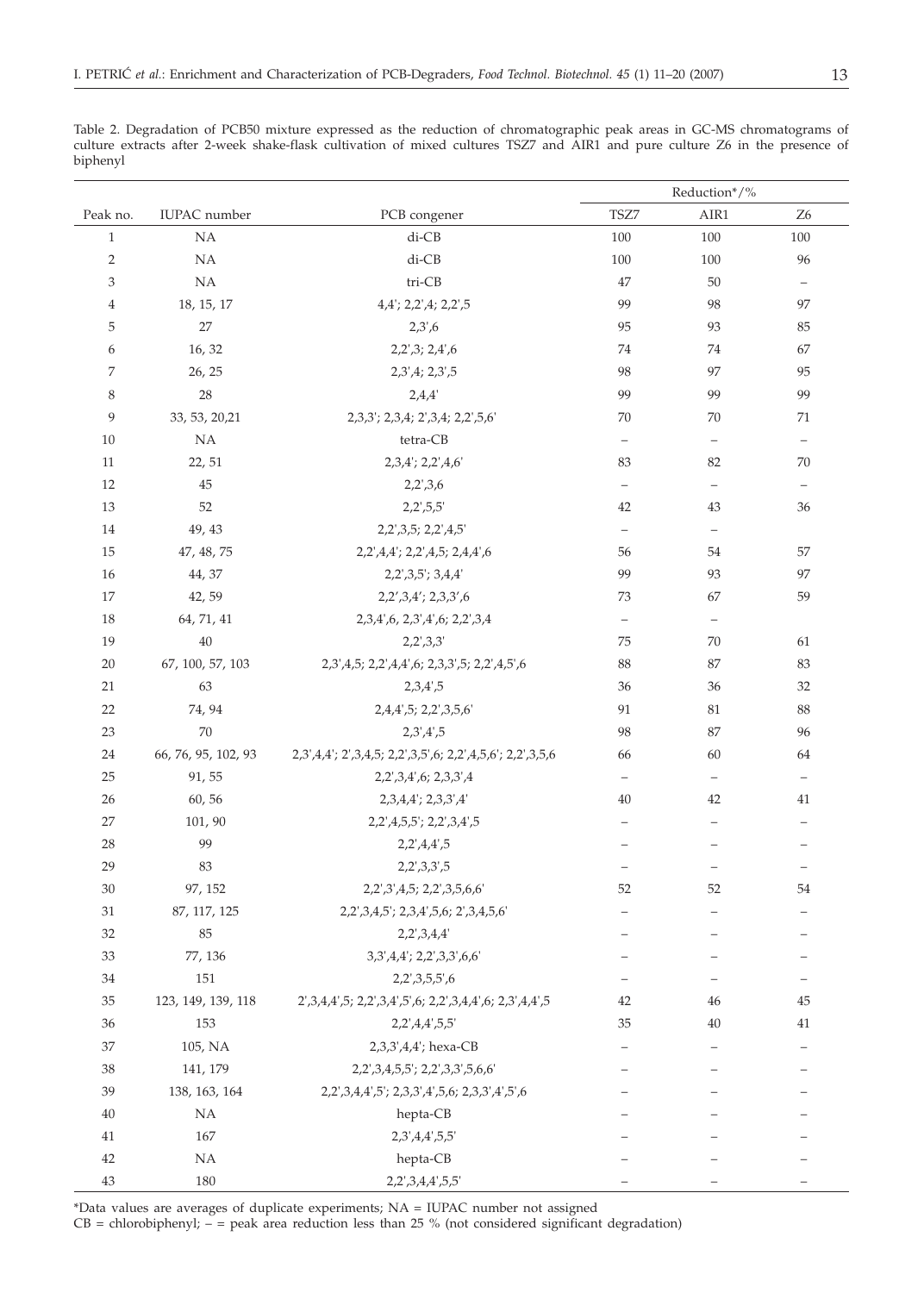Table 2. Degradation of PCB50 mixture expressed as the reduction of chromatographic peak areas in GC-MS chromatograms of culture extracts after 2-week shake-flask cultivation of mixed cultures TSZ7 and AIR1 and pure culture Z6 in the presence of biphenyl

| Peak no. | IUPAC number | PCB congener | Reduction*/% | | |
|---|---|---|---|---|---|
| | | | TSZ7 | AIR1 | Z6 |
| 1 | NA | di-CB | 100 | 100 | 100 |
| 2 | NA | di-CB | 100 | 100 | 96 |
| 3 | NA | tri-CB | 47 | 50 | – |
| 4 | 18, 15, 17 | 4,4'; 2,2',4; 2,2',5 | 99 | 98 | 97 |
| 5 | 27 | 2,3',6 | 95 | 93 | 85 |
| 6 | 16, 32 | 2,2',3; 2,4',6 | 74 | 74 | 67 |
| 7 | 26, 25 | 2,3',4; 2,3',5 | 98 | 97 | 95 |
| 8 | 28 | 2,4,4' | 99 | 99 | 99 |
| 9 | 33, 53, 20,21 | 2,3,3'; 2,3,4; 2',3,4; 2,2',5,6' | 70 | 70 | 71 |
| 10 | NA | tetra-CB | – | – | – |
| 11 | 22, 51 | 2,3,4'; 2,2',4,6' | 83 | 82 | 70 |
| 12 | 45 | 2,2',3,6 | – | – | – |
| 13 | 52 | 2,2',5,5' | 42 | 43 | 36 |
| 14 | 49, 43 | 2,2',3,5; 2,2',4,5' | – | – | |
| 15 | 47, 48, 75 | 2,2',4,4'; 2,2',4,5; 2,4,4',6 | 56 | 54 | 57 |
| 16 | 44, 37 | 2,2',3,5'; 3,4,4' | 99 | 93 | 97 |
| 17 | 42, 59 | 2,2',3,4'; 2,3,3',6 | 73 | 67 | 59 |
| 18 | 64, 71, 41 | 2,3,4',6, 2,3',4',6; 2,2',3,4 | – | – | |
| 19 | 40 | 2,2',3,3' | 75 | 70 | 61 |
| 20 | 67, 100, 57, 103 | 2,3',4,5; 2,2',4,4',6; 2,3,3',5; 2,2',4,5',6 | 88 | 87 | 83 |
| 21 | 63 | 2,3,4',5 | 36 | 36 | 32 |
| 22 | 74, 94 | 2,4,4',5; 2,2',3,5,6' | 91 | 81 | 88 |
| 23 | 70 | 2,3',4',5 | 98 | 87 | 96 |
| 24 | 66, 76, 95, 102, 93 | 2,3',4,4'; 2',3,4,5; 2,2',3,5',6; 2,2',4,5,6'; 2,2',3,5,6 | 66 | 60 | 64 |
| 25 | 91, 55 | 2,2',3,4',6; 2,3,3',4 | – | – | – |
| 26 | 60, 56 | 2,3,4,4'; 2,3,3',4' | 40 | 42 | 41 |
| 27 | 101, 90 | 2,2',4,5,5'; 2,2',3,4',5 | – | – | – |
| 28 | 99 | 2,2',4,4',5 | – | – | – |
| 29 | 83 | 2,2',3,3',5 | – | – | – |
| 30 | 97, 152 | 2,2',3',4,5; 2,2',3,5,6,6' | 52 | 52 | 54 |
| 31 | 87, 117, 125 | 2,2',3,4,5'; 2,3,4',5,6; 2',3,4,5,6' | – | – | – |
| 32 | 85 | 2,2',3,4,4' | – | – | – |
| 33 | 77, 136 | 3,3',4,4'; 2,2',3,3',6,6' | – | – | – |
| 34 | 151 | 2,2',3,5,5',6 | – | – | – |
| 35 | 123, 149, 139, 118 | 2',3,4,4',5; 2,2',3,4',5',6; 2,2',3,4,4',6; 2,3',4,4',5 | 42 | 46 | 45 |
| 36 | 153 | 2,2',4,4',5,5' | 35 | 40 | 41 |
| 37 | 105, NA | 2,3,3',4,4'; hexa-CB | – | – | – |
| 38 | 141, 179 | 2,2',3,4,5,5'; 2,2',3,3',5,6,6' | – | – | – |
| 39 | 138, 163, 164 | 2,2',3,4,4',5'; 2,3,3',4',5,6; 2,3,3',4',5',6 | – | – | – |
| 40 | NA | hepta-CB | – | – | – |
| 41 | 167 | 2,3',4,4',5,5' | – | – | – |
| 42 | NA | hepta-CB | – | – | – |
| 43 | 180 | 2,2',3,4,4',5,5' | – | – | – |

*Data values are averages of duplicate experiments; NA = IUPAC number not assigned
CB = chlorobiphenyl; – = peak area reduction less than 25 % (not considered significant degradation)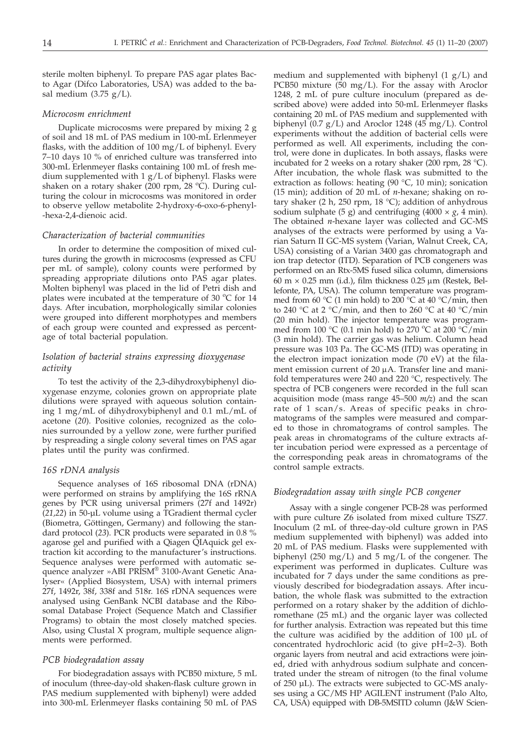sterile molten biphenyl. To prepare PAS agar plates Bacto Agar (Difco Laboratories, USA) was added to the basal medium (3.75 g/L).

### *Microcosm enrichment*

Duplicate microcosms were prepared by mixing 2 g of soil and 18 mL of PAS medium in 100-mL Erlenmeyer flasks, with the addition of 100 mg/L of biphenyl. Every 7–10 days 10 % of enriched culture was transferred into 300-mL Erlenmeyer flasks containing 100 mL of fresh medium supplemented with 1 g/L of biphenyl. Flasks were shaken on a rotary shaker (200 rpm, 28 °C). During culturing the colour in microcosms was monitored in order to observe yellow metabolite 2-hydroxy-6-oxo-6-phenyl-hexa-2,4-dienoic acid.

### *Characterization of bacterial communities*

In order to determine the composition of mixed cultures during the growth in microcosms (expressed as CFU per mL of sample), colony counts were performed by spreading appropriate dilutions onto PAS agar plates. Molten biphenyl was placed in the lid of Petri dish and plates were incubated at the temperature of 30 °C for 14 days. After incubation, morphologically similar colonies were grouped into different morphotypes and members of each group were counted and expressed as percentage of total bacterial population.

### *Isolation of bacterial strains expressing dioxygenase activity*

To test the activity of the 2,3-dihydroxybiphenyl dioxygenase enzyme, colonies grown on appropriate plate dilutions were sprayed with aqueous solution containing 1 mg/mL of dihydroxybiphenyl and 0.1 mL/mL of acetone (*20*). Positive colonies, recognized as the colonies surrounded by a yellow zone, were further purified by respreading a single colony several times on PAS agar plates until the purity was confirmed.

### *16S rDNA analysis*

Sequence analyses of 16S ribosomal DNA (rDNA) were performed on strains by amplifying the 16S rRNA genes by PCR using universal primers (27f and 1492r) (*21,22*) in 50-μL volume using a TGradient thermal cycler (Biometra, Göttingen, Germany) and following the standard protocol (*23*). PCR products were separated in 0.8 % agarose gel and purified with a Qiagen QIAquick gel extraction kit according to the manufacturer's instructions. Sequence analyses were performed with automatic sequence analyzer »ABI PRISM® 3100-Avant Genetic Analyser« (Applied Biosystem, USA) with internal primers 27f, 1492r, 38f, 338f and 518r. 16S rDNA sequences were analysed using GenBank NCBI database and the Ribosomal Database Project (Sequence Match and Classifier Programs) to obtain the most closely matched species. Also, using Clustal X program, multiple sequence alignments were performed.

### *PCB biodegradation assay*

For biodegradation assays with PCB50 mixture, 5 mL of inoculum (three-day-old shaken-flask culture grown in PAS medium supplemented with biphenyl) were added into 300-mL Erlenmeyer flasks containing 50 mL of PAS medium and supplemented with biphenyl (1 g/L) and PCB50 mixture (50 mg/L). For the assay with Aroclor 1248, 2 mL of pure culture inoculum (prepared as described above) were added into 50-mL Erlenmeyer flasks containing 20 mL of PAS medium and supplemented with biphenyl (0.7 g/L) and Aroclor 1248 (45 mg/L). Control experiments without the addition of bacterial cells were performed as well. All experiments, including the control, were done in duplicates. In both assays, flasks were incubated for 2 weeks on a rotary shaker (200 rpm, 28 °C). After incubation, the whole flask was submitted to the extraction as follows: heating (90 °C, 10 min); sonication (15 min); addition of 20 mL of *n*-hexane; shaking on rotary shaker (2 h, 250 rpm, 18 °C); addition of anhydrous sodium sulphate (5 g) and centrifuging (4000 × *g*, 4 min). The obtained *n*-hexane layer was collected and GC-MS analyses of the extracts were performed by using a Varian Saturn II GC-MS system (Varian, Walnut Creek, CA, USA) consisting of a Varian 3400 gas chromatograph and ion trap detector (ITD). Separation of PCB congeners was performed on an Rtx-5MS fused silica column, dimensions 60 m × 0.25 mm (i.d.), film thickness 0.25 μm (Restek, Bellefonte, PA, USA). The column temperature was programmed from 60 °C (1 min hold) to 200 °C at 40 °C/min, then to 240 °C at 2 °C/min, and then to 260 °C at 40 °C/min (20 min hold). The injector temperature was programmed from 100 °C (0.1 min hold) to 270 °C at 200 °C/min (3 min hold). The carrier gas was helium. Column head pressure was 103 Pa. The GC-MS (ITD) was operating in the electron impact ionization mode (70 eV) at the filament emission current of 20 μA. Transfer line and manifold temperatures were 240 and 220 °C, respectively. The spectra of PCB congeners were recorded in the full scan acquisition mode (mass range 45–500 *m/z*) and the scan rate of 1 scan/s. Areas of specific peaks in chromatograms of the samples were measured and compared to those in chromatograms of control samples. The peak areas in chromatograms of the culture extracts after incubation period were expressed as a percentage of the corresponding peak areas in chromatograms of the control sample extracts.

### *Biodegradation assay with single PCB congener*

Assay with a single congener PCB-28 was performed with pure culture Z6 isolated from mixed culture TSZ7. Inoculum (2 mL of three-day-old culture grown in PAS medium supplemented with biphenyl) was added into 20 mL of PAS medium. Flasks were supplemented with biphenyl (250 mg/L) and 5 mg/L of the congener. The experiment was performed in duplicates. Culture was incubated for 7 days under the same conditions as previously described for biodegradation assays. After incubation, the whole flask was submitted to the extraction performed on a rotary shaker by the addition of dichloromethane (25 mL) and the organic layer was collected for further analysis. Extraction was repeated but this time the culture was acidified by the addition of 100 μL of concentrated hydrochloric acid (to give pH=2–3). Both organic layers from neutral and acid extractions were joined, dried with anhydrous sodium sulphate and concentrated under the stream of nitrogen (to the final volume of 250 μL). The extracts were subjected to GC-MS analyses using a GC/MS HP AGILENT instrument (Palo Alto, CA, USA) equipped with DB-5MSITD column (J&W Scien-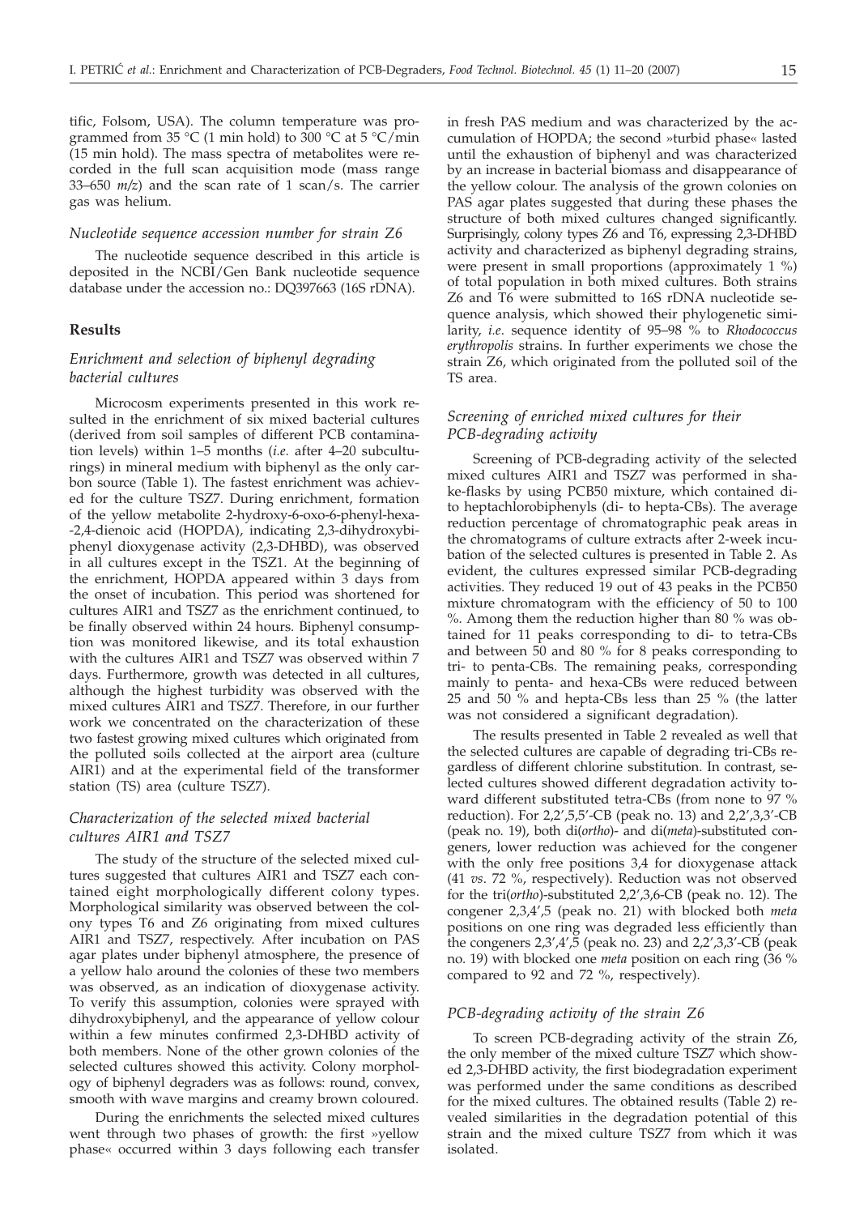tific, Folsom, USA). The column temperature was programmed from 35 °C (1 min hold) to 300 °C at 5 °C/min (15 min hold). The mass spectra of metabolites were recorded in the full scan acquisition mode (mass range 33–650 *m/z*) and the scan rate of 1 scan/s. The carrier gas was helium.

### *Nucleotide sequence accession number for strain Z6*

The nucleotide sequence described in this article is deposited in the NCBI/Gen Bank nucleotide sequence database under the accession no.: DQ397663 (16S rDNA).

## Results

### *Enrichment and selection of biphenyl degrading bacterial cultures*

Microcosm experiments presented in this work resulted in the enrichment of six mixed bacterial cultures (derived from soil samples of different PCB contamination levels) within 1–5 months (*i.e.* after 4–20 subculturings) in mineral medium with biphenyl as the only carbon source (Table 1). The fastest enrichment was achieved for the culture TSZ7. During enrichment, formation of the yellow metabolite 2-hydroxy-6-oxo-6-phenyl-hexa-2,4-dienoic acid (HOPDA), indicating 2,3-dihydroxybiphenyl dioxygenase activity (2,3-DHBD), was observed in all cultures except in the TSZ1. At the beginning of the enrichment, HOPDA appeared within 3 days from the onset of incubation. This period was shortened for cultures AIR1 and TSZ7 as the enrichment continued, to be finally observed within 24 hours. Biphenyl consumption was monitored likewise, and its total exhaustion with the cultures AIR1 and TSZ7 was observed within 7 days. Furthermore, growth was detected in all cultures, although the highest turbidity was observed with the mixed cultures AIR1 and TSZ7. Therefore, in our further work we concentrated on the characterization of these two fastest growing mixed cultures which originated from the polluted soils collected at the airport area (culture AIR1) and at the experimental field of the transformer station (TS) area (culture TSZ7).

### *Characterization of the selected mixed bacterial cultures AIR1 and TSZ7*

The study of the structure of the selected mixed cultures suggested that cultures AIR1 and TSZ7 each contained eight morphologically different colony types. Morphological similarity was observed between the colony types T6 and Z6 originating from mixed cultures AIR1 and TSZ7, respectively. After incubation on PAS agar plates under biphenyl atmosphere, the presence of a yellow halo around the colonies of these two members was observed, as an indication of dioxygenase activity. To verify this assumption, colonies were sprayed with dihydroxybiphenyl, and the appearance of yellow colour within a few minutes confirmed 2,3-DHBD activity of both members. None of the other grown colonies of the selected cultures showed this activity. Colony morphology of biphenyl degraders was as follows: round, convex, smooth with wave margins and creamy brown coloured.

During the enrichments the selected mixed cultures went through two phases of growth: the first »yellow phase« occurred within 3 days following each transfer in fresh PAS medium and was characterized by the accumulation of HOPDA; the second »turbid phase« lasted until the exhaustion of biphenyl and was characterized by an increase in bacterial biomass and disappearance of the yellow colour. The analysis of the grown colonies on PAS agar plates suggested that during these phases the structure of both mixed cultures changed significantly. Surprisingly, colony types Z6 and T6, expressing 2,3-DHBD activity and characterized as biphenyl degrading strains, were present in small proportions (approximately 1 %) of total population in both mixed cultures. Both strains Z6 and T6 were submitted to 16S rDNA nucleotide sequence analysis, which showed their phylogenetic similarity, *i.e.* sequence identity of 95–98 % to *Rhodococcus erythropolis* strains. In further experiments we chose the strain Z6, which originated from the polluted soil of the TS area.

### *Screening of enriched mixed cultures for their PCB-degrading activity*

Screening of PCB-degrading activity of the selected mixed cultures AIR1 and TSZ7 was performed in shake-flasks by using PCB50 mixture, which contained di- to heptachlorobiphenyls (di- to hepta-CBs). The average reduction percentage of chromatographic peak areas in the chromatograms of culture extracts after 2-week incubation of the selected cultures is presented in Table 2. As evident, the cultures expressed similar PCB-degrading activities. They reduced 19 out of 43 peaks in the PCB50 mixture chromatogram with the efficiency of 50 to 100 %. Among them the reduction higher than 80 % was obtained for 11 peaks corresponding to di- to tetra-CBs and between 50 and 80 % for 8 peaks corresponding to tri- to penta-CBs. The remaining peaks, corresponding mainly to penta- and hexa-CBs were reduced between 25 and 50 % and hepta-CBs less than 25 % (the latter was not considered a significant degradation).

The results presented in Table 2 revealed as well that the selected cultures are capable of degrading tri-CBs regardless of different chlorine substitution. In contrast, selected cultures showed different degradation activity toward different substituted tetra-CBs (from none to 97 % reduction). For 2,2′,5,5′-CB (peak no. 13) and 2,2′,3,3′-CB (peak no. 19), both di(*ortho*)- and di(*meta*)-substituted congeners, lower reduction was achieved for the congener with the only free positions 3,4 for dioxygenase attack (41 *vs*. 72 %, respectively). Reduction was not observed for the tri(*ortho*)-substituted 2,2′,3,6-CB (peak no. 12). The congener 2,3,4′,5 (peak no. 21) with blocked both *meta* positions on one ring was degraded less efficiently than the congeners 2,3′,4′,5 (peak no. 23) and 2,2′,3,3′-CB (peak no. 19) with blocked one *meta* position on each ring (36 % compared to 92 and 72 %, respectively).

### *PCB-degrading activity of the strain Z6*

To screen PCB-degrading activity of the strain Z6, the only member of the mixed culture TSZ7 which showed 2,3-DHBD activity, the first biodegradation experiment was performed under the same conditions as described for the mixed cultures. The obtained results (Table 2) revealed similarities in the degradation potential of this strain and the mixed culture TSZ7 from which it was isolated.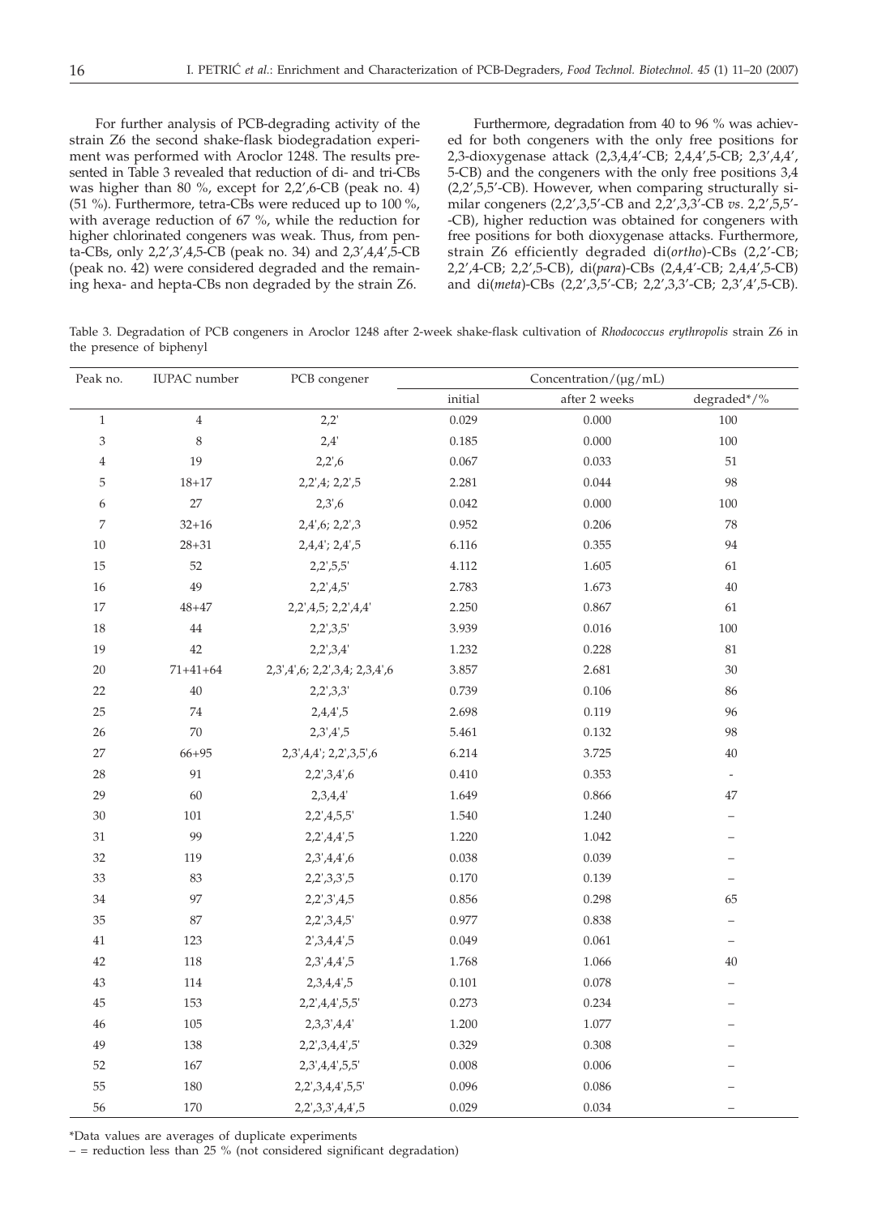For further analysis of PCB-degrading activity of the strain Z6 the second shake-flask biodegradation experiment was performed with Aroclor 1248. The results presented in Table 3 revealed that reduction of di- and tri-CBs was higher than 80 %, except for 2,2′,6-CB (peak no. 4) (51 %). Furthermore, tetra-CBs were reduced up to 100 %, with average reduction of 67 %, while the reduction for higher chlorinated congeners was weak. Thus, from penta-CBs, only 2,2′,3′,4,5-CB (peak no. 34) and 2,3′,4,4′,5-CB (peak no. 42) were considered degraded and the remaining hexa- and hepta-CBs non degraded by the strain Z6.

Furthermore, degradation from 40 to 96 % was achieved for both congeners with the only free positions for 2,3-dioxygenase attack (2,3,4,4′-CB; 2,4,4′,5-CB; 2,3′,4,4′,5-CB) and the congeners with the only free positions 3,4 (2,2′,5,5′-CB). However, when comparing structurally similar congeners (2,2′,3,5′-CB and 2,2′,3,3′-CB *vs.* 2,2′,5,5′-CB), higher reduction was obtained for congeners with free positions for both dioxygenase attacks. Furthermore, strain Z6 efficiently degraded di(*ortho*)-CBs (2,2′-CB; 2,2′,4-CB; 2,2′,5-CB), di(*para*)-CBs (2,4,4′-CB; 2,4,4′,5-CB) and di(*meta*)-CBs (2,2′,3,5′-CB; 2,2′,3,3′-CB; 2,3′,4′,5-CB).

Table 3. Degradation of PCB congeners in Aroclor 1248 after 2-week shake-flask cultivation of *Rhodococcus erythropolis* strain Z6 in the presence of biphenyl

| Peak no. | IUPAC number | PCB congener | Concentration/(μg/mL) | | |
|---|---|---|---|---|---|
| | | | initial | after 2 weeks | degraded*/% |
| 1 | 4 | 2,2' | 0.029 | 0.000 | 100 |
| 3 | 8 | 2,4' | 0.185 | 0.000 | 100 |
| 4 | 19 | 2,2',6 | 0.067 | 0.033 | 51 |
| 5 | 18+17 | 2,2',4; 2,2',5 | 2.281 | 0.044 | 98 |
| 6 | 27 | 2,3',6 | 0.042 | 0.000 | 100 |
| 7 | 32+16 | 2,4',6; 2,2',3 | 0.952 | 0.206 | 78 |
| 10 | 28+31 | 2,4,4'; 2,4',5 | 6.116 | 0.355 | 94 |
| 15 | 52 | 2,2',5,5' | 4.112 | 1.605 | 61 |
| 16 | 49 | 2,2',4,5' | 2.783 | 1.673 | 40 |
| 17 | 48+47 | 2,2',4,5; 2,2',4,4' | 2.250 | 0.867 | 61 |
| 18 | 44 | 2,2',3,5' | 3.939 | 0.016 | 100 |
| 19 | 42 | 2,2',3,4' | 1.232 | 0.228 | 81 |
| 20 | 71+41+64 | 2,3',4',6; 2,2',3,4; 2,3,4',6 | 3.857 | 2.681 | 30 |
| 22 | 40 | 2,2',3,3' | 0.739 | 0.106 | 86 |
| 25 | 74 | 2,4,4',5 | 2.698 | 0.119 | 96 |
| 26 | 70 | 2,3',4',5 | 5.461 | 0.132 | 98 |
| 27 | 66+95 | 2,3',4,4'; 2,2',3,5',6 | 6.214 | 3.725 | 40 |
| 28 | 91 | 2,2',3,4',6 | 0.410 | 0.353 | – |
| 29 | 60 | 2,3,4,4' | 1.649 | 0.866 | 47 |
| 30 | 101 | 2,2',4,5,5' | 1.540 | 1.240 | – |
| 31 | 99 | 2,2',4,4',5 | 1.220 | 1.042 | – |
| 32 | 119 | 2,3',4,4',6 | 0.038 | 0.039 | – |
| 33 | 83 | 2,2',3,3',5 | 0.170 | 0.139 | – |
| 34 | 97 | 2,2',3',4,5 | 0.856 | 0.298 | 65 |
| 35 | 87 | 2,2',3,4,5' | 0.977 | 0.838 | – |
| 41 | 123 | 2',3,4,4',5 | 0.049 | 0.061 | – |
| 42 | 118 | 2,3',4,4',5 | 1.768 | 1.066 | 40 |
| 43 | 114 | 2,3,4,4',5 | 0.101 | 0.078 | – |
| 45 | 153 | 2,2',4,4',5,5' | 0.273 | 0.234 | – |
| 46 | 105 | 2,3,3',4,4' | 1.200 | 1.077 | – |
| 49 | 138 | 2,2',3,4,4',5' | 0.329 | 0.308 | – |
| 52 | 167 | 2,3',4,4',5,5' | 0.008 | 0.006 | – |
| 55 | 180 | 2,2',3,4,4',5,5' | 0.096 | 0.086 | – |
| 56 | 170 | 2,2',3,3',4,4',5 | 0.029 | 0.034 | – |

*Data values are averages of duplicate experiments

– = reduction less than 25 % (not considered significant degradation)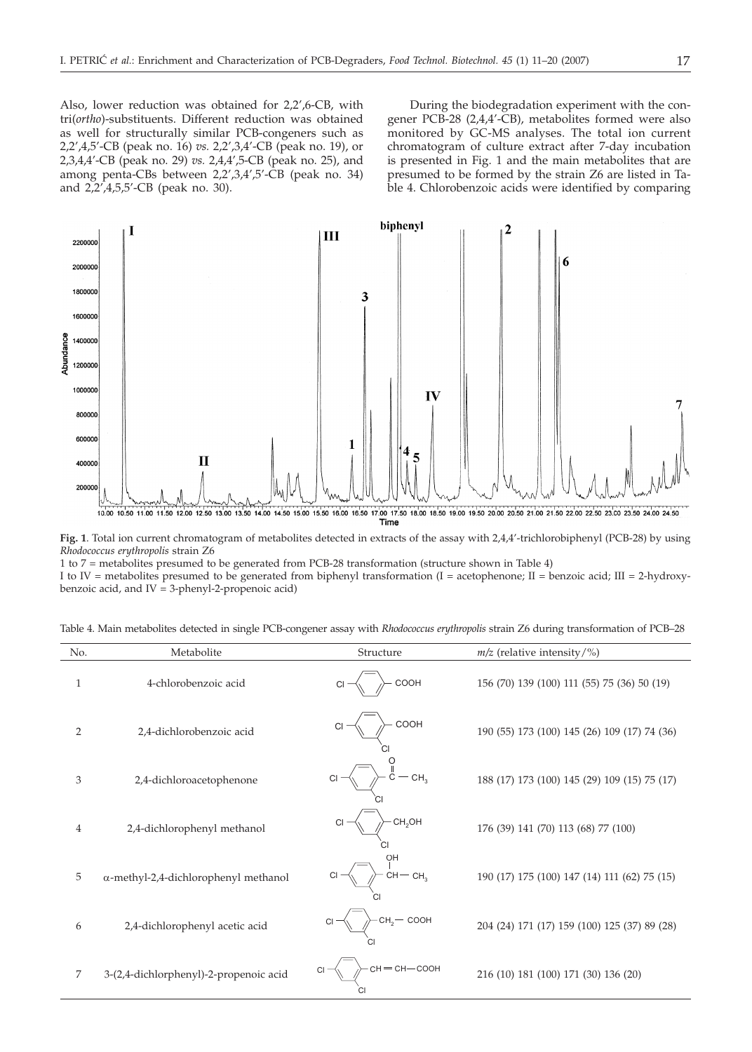Also, lower reduction was obtained for 2,2′,6-CB, with tri(*ortho*)-substituents. Different reduction was obtained as well for structurally similar PCB-congeners such as 2,2′,4,5′-CB (peak no. 16) *vs.* 2,2′,3,4′-CB (peak no. 19), or 2,3,4,4′-CB (peak no. 29) *vs.* 2,4,4′,5-CB (peak no. 25), and among penta-CBs between 2,2′,3,4′,5′-CB (peak no. 34) and 2,2′,4,5,5′-CB (peak no. 30).

During the biodegradation experiment with the congener PCB-28 (2,4,4′-CB), metabolites formed were also monitored by GC-MS analyses. The total ion current chromatogram of culture extract after 7-day incubation is presented in Fig. 1 and the main metabolites that are presumed to be formed by the strain Z6 are listed in Table 4. Chlorobenzoic acids were identified by comparing

**Fig. 1**. Total ion current chromatogram of metabolites detected in extracts of the assay with 2,4,4′-trichlorobiphenyl (PCB-28) by using *Rhodococcus erythropolis* strain Z6

1 to 7 = metabolites presumed to be generated from PCB-28 transformation (structure shown in Table 4)

I to IV = metabolites presumed to be generated from biphenyl transformation (I = acetophenone; II = benzoic acid; III = 2-hydroxybenzoic acid, and IV = 3-phenyl-2-propenoic acid)

Table 4. Main metabolites detected in single PCB-congener assay with *Rhodococcus erythropolis* strain Z6 during transformation of PCB–28

| No. | Metabolite | Structure | *m/z* (relative intensity/%) |
|---|---|---|---|
| 1 | 4-chlorobenzoic acid | Cl–C₆H₄–COOH | 156 (70) 139 (100) 111 (55) 75 (36) 50 (19) |
| 2 | 2,4-dichlorobenzoic acid | Cl₂C₆H₃–COOH | 190 (55) 173 (100) 145 (26) 109 (17) 74 (36) |
| 3 | 2,4-dichloroacetophenone | Cl₂C₆H₃–C(=O)–CH₃ | 188 (17) 173 (100) 145 (29) 109 (15) 75 (17) |
| 4 | 2,4-dichlorophenyl methanol | Cl₂C₆H₃–CH₂OH | 176 (39) 141 (70) 113 (68) 77 (100) |
| 5 | α-methyl-2,4-dichlorophenyl methanol | Cl₂C₆H₃–CH(OH)–CH₃ | 190 (17) 175 (100) 147 (14) 111 (62) 75 (15) |
| 6 | 2,4-dichlorophenyl acetic acid | Cl₂C₆H₃–CH₂–COOH | 204 (24) 171 (17) 159 (100) 125 (37) 89 (28) |
| 7 | 3-(2,4-dichlorphenyl)-2-propenoic acid | Cl₂C₆H₃–CH=CH–COOH | 216 (10) 181 (100) 171 (30) 136 (20) |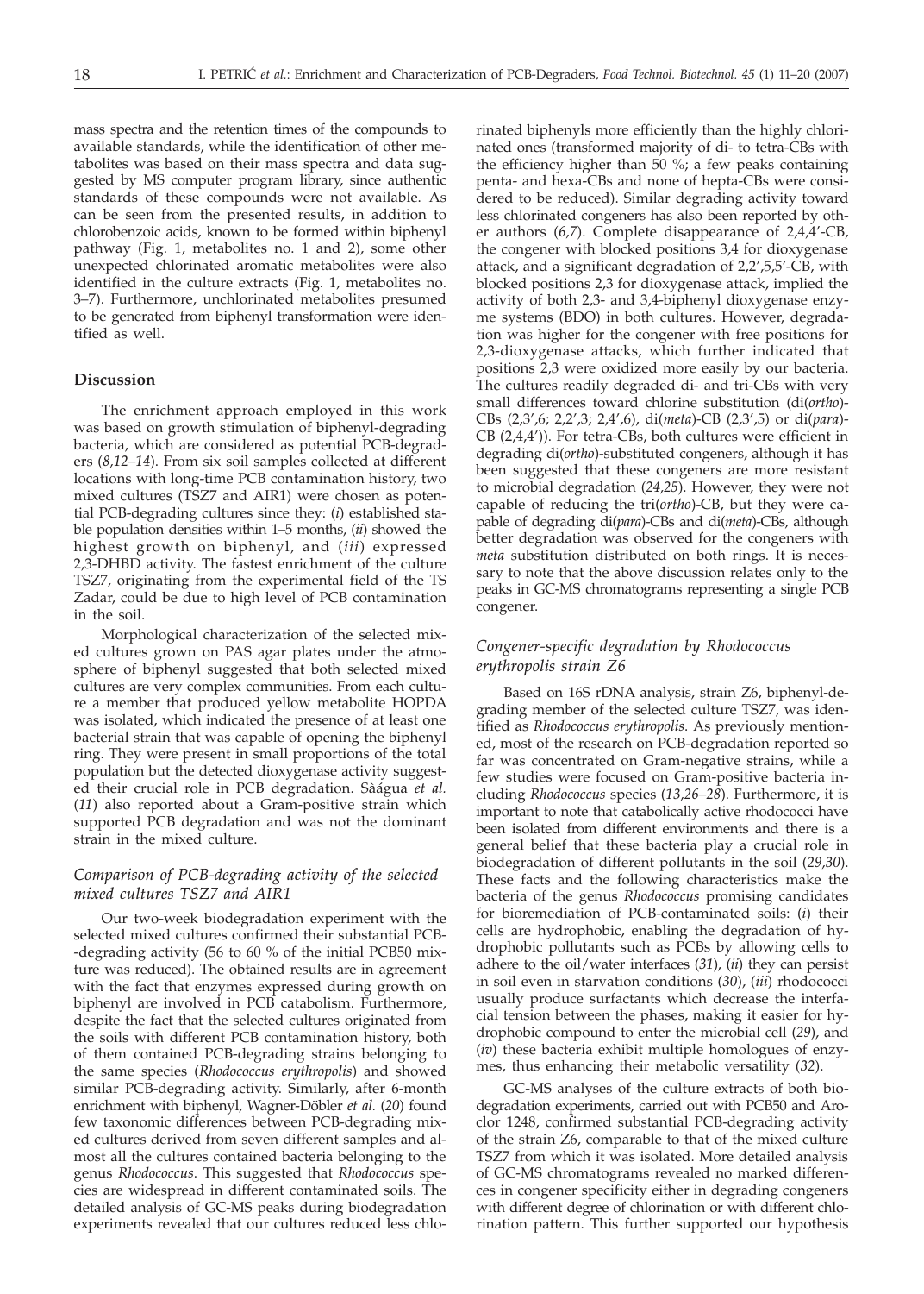mass spectra and the retention times of the compounds to available standards, while the identification of other metabolites was based on their mass spectra and data suggested by MS computer program library, since authentic standards of these compounds were not available. As can be seen from the presented results, in addition to chlorobenzoic acids, known to be formed within biphenyl pathway (Fig. 1, metabolites no. 1 and 2), some other unexpected chlorinated aromatic metabolites were also identified in the culture extracts (Fig. 1, metabolites no. 3–7). Furthermore, unchlorinated metabolites presumed to be generated from biphenyl transformation were identified as well.

## Discussion

The enrichment approach employed in this work was based on growth stimulation of biphenyl-degrading bacteria, which are considered as potential PCB-degraders (*8,12–14*). From six soil samples collected at different locations with long-time PCB contamination history, two mixed cultures (TSZ7 and AIR1) were chosen as potential PCB-degrading cultures since they: (*i*) established stable population densities within 1–5 months, (*ii*) showed the highest growth on biphenyl, and (*iii*) expressed 2,3-DHBD activity. The fastest enrichment of the culture TSZ7, originating from the experimental field of the TS Zadar, could be due to high level of PCB contamination in the soil.

Morphological characterization of the selected mixed cultures grown on PAS agar plates under the atmosphere of biphenyl suggested that both selected mixed cultures are very complex communities. From each culture a member that produced yellow metabolite HOPDA was isolated, which indicated the presence of at least one bacterial strain that was capable of opening the biphenyl ring. They were present in small proportions of the total population but the detected dioxygenase activity suggested their crucial role in PCB degradation. Sàágua *et al.* (*11*) also reported about a Gram-positive strain which supported PCB degradation and was not the dominant strain in the mixed culture.

### Comparison of PCB-degrading activity of the selected mixed cultures TSZ7 and AIR1

Our two-week biodegradation experiment with the selected mixed cultures confirmed their substantial PCB-degrading activity (56 to 60 % of the initial PCB50 mixture was reduced). The obtained results are in agreement with the fact that enzymes expressed during growth on biphenyl are involved in PCB catabolism. Furthermore, despite the fact that the selected cultures originated from the soils with different PCB contamination history, both of them contained PCB-degrading strains belonging to the same species (*Rhodococcus erythropolis*) and showed similar PCB-degrading activity. Similarly, after 6-month enrichment with biphenyl, Wagner-Döbler *et al.* (*20*) found few taxonomic differences between PCB-degrading mixed cultures derived from seven different samples and almost all the cultures contained bacteria belonging to the genus *Rhodococcus*. This suggested that *Rhodococcus* species are widespread in different contaminated soils. The detailed analysis of GC-MS peaks during biodegradation experiments revealed that our cultures reduced less chlorinated biphenyls more efficiently than the highly chlorinated ones (transformed majority of di- to tetra-CBs with the efficiency higher than 50 %; a few peaks containing penta- and hexa-CBs and none of hepta-CBs were considered to be reduced). Similar degrading activity toward less chlorinated congeners has also been reported by other authors (*6,7*). Complete disappearance of 2,4,4'-CB, the congener with blocked positions 3,4 for dioxygenase attack, and a significant degradation of 2,2',5,5'-CB, with blocked positions 2,3 for dioxygenase attack, implied the activity of both 2,3- and 3,4-biphenyl dioxygenase enzyme systems (BDO) in both cultures. However, degradation was higher for the congener with free positions for 2,3-dioxygenase attacks, which further indicated that positions 2,3 were oxidized more easily by our bacteria. The cultures readily degraded di- and tri-CBs with very small differences toward chlorine substitution (di(*ortho*)-CBs (2,3',6; 2,2',3; 2,4',6), di(*meta*)-CB (2,3',5) or di(*para*)-CB (2,4,4')). For tetra-CBs, both cultures were efficient in degrading di(*ortho*)-substituted congeners, although it has been suggested that these congeners are more resistant to microbial degradation (*24,25*). However, they were not capable of reducing the tri(*ortho*)-CB, but they were capable of degrading di(*para*)-CBs and di(*meta*)-CBs, although better degradation was observed for the congeners with *meta* substitution distributed on both rings. It is necessary to note that the above discussion relates only to the peaks in GC-MS chromatograms representing a single PCB congener.

### Congener-specific degradation by *Rhodococcus erythropolis* strain Z6

Based on 16S rDNA analysis, strain Z6, biphenyl-degrading member of the selected culture TSZ7, was identified as *Rhodococcus erythropolis*. As previously mentioned, most of the research on PCB-degradation reported so far was concentrated on Gram-negative strains, while a few studies were focused on Gram-positive bacteria including *Rhodococcus* species (*13,26–28*). Furthermore, it is important to note that catabolically active rhodococci have been isolated from different environments and there is a general belief that these bacteria play a crucial role in biodegradation of different pollutants in the soil (*29,30*). These facts and the following characteristics make the bacteria of the genus *Rhodococcus* promising candidates for bioremediation of PCB-contaminated soils: (*i*) their cells are hydrophobic, enabling the degradation of hydrophobic pollutants such as PCBs by allowing cells to adhere to the oil/water interfaces (*31*), (*ii*) they can persist in soil even in starvation conditions (*30*), (*iii*) rhodococci usually produce surfactants which decrease the interfacial tension between the phases, making it easier for hydrophobic compound to enter the microbial cell (*29*), and (*iv*) these bacteria exhibit multiple homologues of enzymes, thus enhancing their metabolic versatility (*32*).

GC-MS analyses of the culture extracts of both biodegradation experiments, carried out with PCB50 and Aroclor 1248, confirmed substantial PCB-degrading activity of the strain Z6, comparable to that of the mixed culture TSZ7 from which it was isolated. More detailed analysis of GC-MS chromatograms revealed no marked differences in congener specificity either in degrading congeners with different degree of chlorination or with different chlorination pattern. This further supported our hypothesis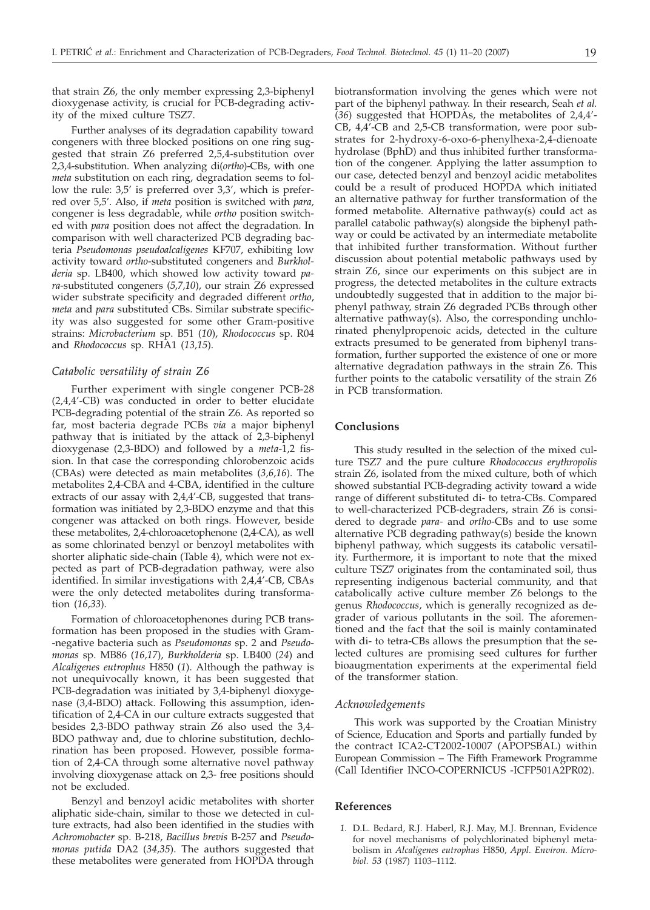that strain Z6, the only member expressing 2,3-biphenyl dioxygenase activity, is crucial for PCB-degrading activity of the mixed culture TSZ7.

Further analyses of its degradation capability toward congeners with three blocked positions on one ring suggested that strain Z6 preferred 2,5,4-substitution over 2,3,4-substitution. When analyzing di(*ortho*)-CBs, with one *meta* substitution on each ring, degradation seems to follow the rule: 3,5' is preferred over 3,3', which is preferred over 5,5'. Also, if *meta* position is switched with *para*, congener is less degradable, while *ortho* position switched with *para* position does not affect the degradation. In comparison with well characterized PCB degrading bacteria *Pseudomonas pseudoalcaligenes* KF707, exhibiting low activity toward *ortho*-substituted congeners and *Burkholderia* sp. LB400, which showed low activity toward *para*-substituted congeners (*5,7,10*), our strain Z6 expressed wider substrate specificity and degraded different *ortho*, *meta* and *para* substituted CBs. Similar substrate specificity was also suggested for some other Gram-positive strains: *Microbacterium* sp. B51 (*10*), *Rhodococcus* sp. R04 and *Rhodococcus* sp. RHA1 (*13,15*).

### *Catabolic versatility of strain Z6*

Further experiment with single congener PCB-28 (2,4,4'-CB) was conducted in order to better elucidate PCB-degrading potential of the strain Z6. As reported so far, most bacteria degrade PCBs *via* a major biphenyl pathway that is initiated by the attack of 2,3-biphenyl dioxygenase (2,3-BDO) and followed by a *meta*-1,2 fission. In that case the corresponding chlorobenzoic acids (CBAs) were detected as main metabolites (*3,6,16*). The metabolites 2,4-CBA and 4-CBA, identified in the culture extracts of our assay with 2,4,4'-CB, suggested that transformation was initiated by 2,3-BDO enzyme and that this congener was attacked on both rings. However, beside these metabolites, 2,4-chloroacetophenone (2,4-CA), as well as some chlorinated benzyl or benzoyl metabolites with shorter aliphatic side-chain (Table 4), which were not expected as part of PCB-degradation pathway, were also identified. In similar investigations with 2,4,4'-CB, CBAs were the only detected metabolites during transformation (*16,33*).

Formation of chloroacetophenones during PCB transformation has been proposed in the studies with Gram-negative bacteria such as *Pseudomonas* sp. 2 and *Pseudomonas* sp. MB86 (*16,17*), *Burkholderia* sp. LB400 (*24*) and *Alcaligenes eutrophus* H850 (*1*). Although the pathway is not unequivocally known, it has been suggested that PCB-degradation was initiated by 3,4-biphenyl dioxygenase (3,4-BDO) attack. Following this assumption, identification of 2,4-CA in our culture extracts suggested that besides 2,3-BDO pathway strain Z6 also used the 3,4-BDO pathway and, due to chlorine substitution, dechlorination has been proposed. However, possible formation of 2,4-CA through some alternative novel pathway involving dioxygenase attack on 2,3- free positions should not be excluded.

Benzyl and benzoyl acidic metabolites with shorter aliphatic side-chain, similar to those we detected in culture extracts, had also been identified in the studies with *Achromobacter* sp. B-218, *Bacillus brevis* B-257 and *Pseudomonas putida* DA2 (*34,35*). The authors suggested that these metabolites were generated from HOPDA through biotransformation involving the genes which were not part of the biphenyl pathway. In their research, Seah *et al.* (*36*) suggested that HOPDAs, the metabolites of 2,4,4'-CB, 4,4'-CB and 2,5-CB transformation, were poor substrates for 2-hydroxy-6-oxo-6-phenylhexa-2,4-dienoate hydrolase (BphD) and thus inhibited further transformation of the congener. Applying the latter assumption to our case, detected benzyl and benzoyl acidic metabolites could be a result of produced HOPDA which initiated an alternative pathway for further transformation of the formed metabolite. Alternative pathway(s) could act as parallel catabolic pathway(s) alongside the biphenyl pathway or could be activated by an intermediate metabolite that inhibited further transformation. Without further discussion about potential metabolic pathways used by strain Z6, since our experiments on this subject are in progress, the detected metabolites in the culture extracts undoubtedly suggested that in addition to the major biphenyl pathway, strain Z6 degraded PCBs through other alternative pathway(s). Also, the corresponding unchlorinated phenylpropenoic acids, detected in the culture extracts presumed to be generated from biphenyl transformation, further supported the existence of one or more alternative degradation pathways in the strain Z6. This further points to the catabolic versatility of the strain Z6 in PCB transformation.

## Conclusions

This study resulted in the selection of the mixed culture TSZ7 and the pure culture *Rhodococcus erythropolis* strain Z6, isolated from the mixed culture, both of which showed substantial PCB-degrading activity toward a wide range of different substituted di- to tetra-CBs. Compared to well-characterized PCB-degraders, strain Z6 is considered to degrade *para*- and *ortho*-CBs and to use some alternative PCB degrading pathway(s) beside the known biphenyl pathway, which suggests its catabolic versatility. Furthermore, it is important to note that the mixed culture TSZ7 originates from the contaminated soil, thus representing indigenous bacterial community, and that catabolically active culture member Z6 belongs to the genus *Rhodococcus*, which is generally recognized as degrader of various pollutants in the soil. The aforementioned and the fact that the soil is mainly contaminated with di- to tetra-CBs allows the presumption that the selected cultures are promising seed cultures for further bioaugmentation experiments at the experimental field of the transformer station.

### *Acknowledgements*

This work was supported by the Croatian Ministry of Science, Education and Sports and partially funded by the contract ICA2-CT2002-10007 (APOPSBAL) within European Commission – The Fifth Framework Programme (Call Identifier INCO-COPERNICUS -ICFP501A2PR02).

## References

1. D.L. Bedard, R.J. Haberl, R.J. May, M.J. Brennan, Evidence for novel mechanisms of polychlorinated biphenyl metabolism in *Alcaligenes eutrophus* H850, *Appl. Environ. Microbiol. 53* (1987) 1103–1112.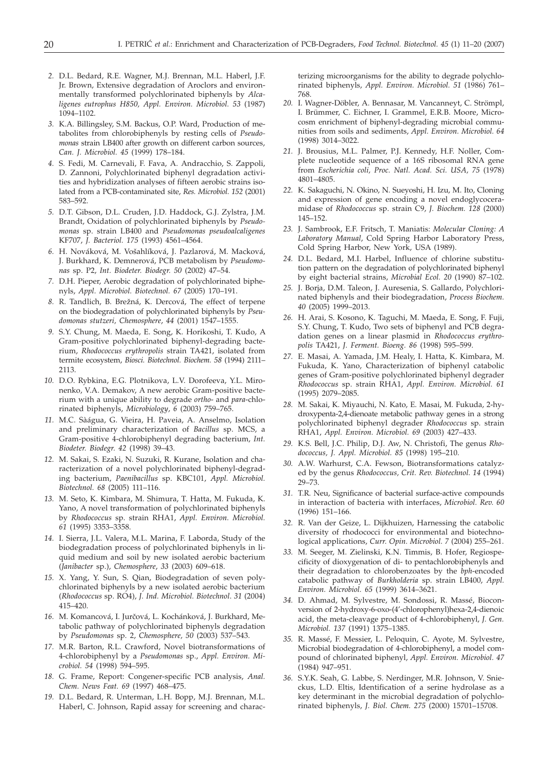2. D.L. Bedard, R.E. Wagner, M.J. Brennan, M.L. Haberl, J.F. Jr. Brown, Extensive degradation of Aroclors and environmentally transformed polychlorinated biphenyls by *Alcaligenes eutrophus H850*, *Appl. Environ. Microbiol. 53* (1987) 1094–1102.

3. K.A. Billingsley, S.M. Backus, O.P. Ward, Production of metabolites from chlorobiphenyls by resting cells of *Pseudomonas* strain LB400 after growth on different carbon sources, *Can. J. Microbiol. 45* (1999) 178–184.

4. S. Fedi, M. Carnevali, F. Fava, A. Andracchio, S. Zappoli, D. Zannoni, Polychlorinated biphenyl degradation activities and hybridization analyses of fifteen aerobic strains isolated from a PCB-contaminated site, *Res. Microbiol. 152* (2001) 583–592.

5. D.T. Gibson, D.L. Cruden, J.D. Haddock, G.J. Zylstra, J.M. Brandt, Oxidation of polychlorinated biphenyls by *Pseudomonas* sp. strain LB400 and *Pseudomonas pseudoalcaligenes* KF707, *J. Bacteriol. 175* (1993) 4561–4564.

6. H. Nováková, M. Vošahlíková, J. Pazlarová, M. Macková, J. Burkhard, K. Demnerová, PCB metabolism by *Pseudomonas* sp. P2, *Int. Biodeter. Biodegr. 50* (2002) 47–54.

7. D.H. Pieper, Aerobic degradation of polychlorinated biphenyls, *Appl. Microbiol. Biotechnol. 67* (2005) 170–191.

8. R. Tandlich, B. Brežná, K. Dercová, The effect of terpene on the biodegradation of polychlorinated biphenyls by *Pseudomonas stutzeri*, *Chemosphere*, *44* (2001) 1547–1555.

9. S.Y. Chung, M. Maeda, E. Song, K. Horikoshi, T. Kudo, A Gram-positive polychlorinated biphenyl-degrading bacterium, *Rhodococcus erythropolis* strain TA421, isolated from termite ecosystem, *Biosci. Biotechnol. Biochem. 58* (1994) 2111–2113.

10. D.O. Rybkina, E.G. Plotnikova, L.V. Dorofeeva, Y.L. Mironenko, V.A. Demakov, A new aerobic Gram-positive bacterium with a unique ability to degrade *ortho*- and *para*-chlorinated biphenyls, *Microbiology*, *6* (2003) 759–765.

11. M.C. Sàágua, G. Vieira, H. Paveia, A. Anselmo, Isolation and preliminary characterization of *Bacillus* sp. MCS, a Gram-positive 4-chlorobiphenyl degrading bacterium, *Int. Biodeter. Biodegr. 42* (1998) 39–43.

12. M. Sakai, S. Ezaki, N. Suzuki, R. Kurane, Isolation and characterization of a novel polychlorinated biphenyl-degrading bacterium, *Paenibacillus* sp. KBC101, *Appl. Microbiol. Biotechnol. 68* (2005) 111–116.

13. M. Seto, K. Kimbara, M. Shimura, T. Hatta, M. Fukuda, K. Yano, A novel transformation of polychlorinated biphenyls by *Rhodococcus* sp. strain RHA1, *Appl. Environ. Microbiol. 61* (1995) 3353–3358.

14. I. Sierra, J.L. Valera, M.L. Marina, F. Laborda, Study of the biodegradation process of polychlorinated biphenyls in liquid medium and soil by new isolated aerobic bacterium (*Janibacter* sp.), *Chemosphere*, *33* (2003) 609–618.

15. X. Yang, Y. Sun, S. Qian, Biodegradation of seven polychlorinated biphenyls by a new isolated aerobic bacterium (*Rhodococcus* sp. RO4), *J. Ind. Microbiol. Biotechnol*. *31* (2004) 415–420.

16. M. Komancová, I. Jurčová, L. Kochánková, J. Burkhard, Metabolic pathway of polychlorinated biphenyls degradation by *Pseudomonas* sp. 2, *Chemosphere, 50* (2003) 537–543.

17. M.R. Barton, R.L. Crawford, Novel biotransformations of 4-chlorobiphenyl by a *Pseudomonas* sp., *Appl. Environ. Microbiol. 54* (1998) 594–595.

18. G. Frame, Report: Congener-specific PCB analysis, *Anal. Chem. News Feat. 69* (1997) 468–475.

19. D.L. Bedard, R. Unterman, L.H. Bopp, M.J. Brennan, M.L. Haberl, C. Johnson, Rapid assay for screening and characterizing microorganisms for the ability to degrade polychlorinated biphenyls, *Appl. Environ. Microbiol. 51* (1986) 761–768.

20. I. Wagner-Döbler, A. Bennasar, M. Vancanneyt, C. Strömpl, I. Brümmer, C. Eichner, I. Grammel, E.R.B. Moore, Microcosm enrichment of biphenyl-degrading microbial communities from soils and sediments, *Appl. Environ. Microbiol. 64* (1998) 3014–3022.

21. J. Brousius, M.L. Palmer, P.J. Kennedy, H.F. Noller, Complete nucleotide sequence of a 16S ribosomal RNA gene from *Escherichia coli*, *Proc. Natl. Acad. Sci. USA*, *75* (1978) 4801–4805.

22. K. Sakaguchi, N. Okino, N. Sueyoshi, H. Izu, M. Ito, Cloning and expression of gene encoding a novel endoglycoceramidase of *Rhodococcus* sp. strain C9, *J. Biochem. 128* (2000) 145–152.

23. J. Sambrook, E.F. Fritsch, T. Maniatis: *Molecular Cloning: A Laboratory Manual*, Cold Spring Harbor Laboratory Press, Cold Spring Harbor, New York, USA (1989).

24. D.L. Bedard, M.I. Harbel, Influence of chlorine substitution pattern on the degradation of polychlorinated biphenyl by eight bacterial strains, *Microbial Ecol. 20* (1990) 87–102.

25. J. Borja, D.M. Taleon, J. Auresenia, S. Gallardo, Polychlorinated biphenyls and their biodegradation, *Process Biochem. 40* (2005) 1999–2013.

26. H. Arai, S. Kosono, K. Taguchi, M. Maeda, E. Song, F. Fuji, S.Y. Chung, T. Kudo, Two sets of biphenyl and PCB degradation genes on a linear plasmid in *Rhodococcus erythropolis* TA421, *J. Ferment. Bioeng. 86* (1998) 595–599.

27. E. Masai, A. Yamada, J.M. Healy, I. Hatta, K. Kimbara, M. Fukuda, K. Yano, Characterization of biphenyl catabolic genes of Gram-positive polychlorinated biphenyl degrader *Rhodococcus* sp. strain RHA1, *Appl. Environ. Microbiol. 61* (1995) 2079–2085.

28. M. Sakai, K. Miyauchi, N. Kato, E. Masai, M. Fukuda, 2-hydroxypenta-2,4-dienoate metabolic pathway genes in a strong polychlorinated biphenyl degrader *Rhodococcus* sp. strain RHA1, *Appl. Environ. Microbiol. 69* (2003) 427–433.

29. K.S. Bell, J.C. Philip, D.J. Aw, N. Christofi, The genus *Rhodococcus, J. Appl. Microbiol. 85* (1998) 195–210.

30. A.W. Warhurst, C.A. Fewson, Biotransformations catalyzed by the genus *Rhodococcus*, *Crit. Rev. Biotechnol. 14* (1994) 29–73.

31. T.R. Neu, Significance of bacterial surface-active compounds in interaction of bacteria with interfaces, *Microbiol. Rev. 60* (1996) 151–166.

32. R. Van der Geize, L. Dijkhuizen, Harnessing the catabolic diversity of rhodococci for environmental and biotechnological applications, *Curr. Opin. Microbiol. 7* (2004) 255–261.

33. M. Seeger, M. Zielinski, K.N. Timmis, B. Hofer, Regiospecificity of dioxygenation of di- to pentachlorobiphenyls and their degradation to chlorobenzoates by the *bph*-encoded catabolic pathway of *Burkholderia* sp. strain LB400, *Appl. Environ. Microbiol. 65* (1999) 3614–3621.

34. D. Ahmad, M. Sylvestre, M. Sondossi, R. Massé, Bioconversion of 2-hydroxy-6-oxo-(4'-chlorophenyl)hexa-2,4-dienoic acid, the meta-cleavage product of 4-chlorobiphenyl, *J. Gen. Microbiol. 137* (1991) 1375–1385.

35. R. Massé, F. Messier, L. Peloquin, C. Ayote, M. Sylvestre, Microbial biodegradation of 4-chlorobiphenyl, a model compound of chlorinated biphenyl, *Appl. Environ. Microbiol. 47* (1984) 947–951.

36. S.Y.K. Seah, G. Labbe, S. Nerdinger, M.R. Johnson, V. Snieckus, L.D. Eltis, Identification of a serine hydrolase as a key determinant in the microbial degradation of polychlorinated biphenyls, *J. Biol. Chem. 275* (2000) 15701–15708.